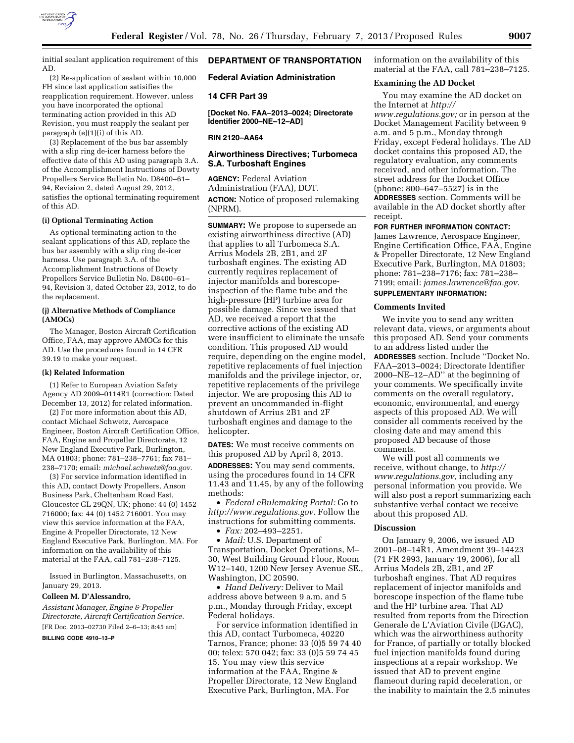initial sealant application requirement of this AD.

(2) Re-application of sealant within 10,000 FH since last application satisfies the reapplication requirement. However, unless you have incorporated the optional terminating action provided in this AD Revision, you must reapply the sealant per paragraph (e)(1)(i) of this AD.

(3) Replacement of the bus bar assembly with a slip ring de-icer harness before the effective date of this AD using paragraph 3.A. of the Accomplishment Instructions of Dowty Propellers Service Bulletin No. D8400–61–94, Revision 2, dated August 29, 2012, satisfies the optional terminating requirement of this AD.

**(i) Optional Terminating Action**

As optional terminating action to the sealant applications of this AD, replace the bus bar assembly with a slip ring de-icer harness. Use paragraph 3.A. of the Accomplishment Instructions of Dowty Propellers Service Bulletin No. D8400–61–94, Revision 3, dated October 23, 2012, to do the replacement.

**(j) Alternative Methods of Compliance (AMOCs)**

The Manager, Boston Aircraft Certification Office, FAA, may approve AMOCs for this AD. Use the procedures found in 14 CFR 39.19 to make your request.

**(k) Related Information**

(1) Refer to European Aviation Safety Agency AD 2009–0114R1 (correction: Dated December 13, 2012) for related information.

(2) For more information about this AD, contact Michael Schwetz, Aerospace Engineer, Boston Aircraft Certification Office, FAA, Engine and Propeller Directorate, 12 New England Executive Park, Burlington, MA 01803; phone: 781–238–7761; fax 781–238–7170; email: *michael.schwetz@faa.gov*.

(3) For service information identified in this AD, contact Dowty Propellers, Anson Business Park, Cheltenham Road East, Gloucester GL 29QN, UK; phone: 44 (0) 1452 716000; fax: 44 (0) 1452 716001. You may view this service information at the FAA, Engine & Propeller Directorate, 12 New England Executive Park, Burlington, MA. For information on the availability of this material at the FAA, call 781–238–7125.

Issued in Burlington, Massachusetts, on January 29, 2013.

**Colleen M. D'Alessandro,**

*Assistant Manager, Engine & Propeller Directorate, Aircraft Certification Service.*

[FR Doc. 2013–02730 Filed 2–6–13; 8:45 am]

**BILLING CODE 4910–13–P**

## DEPARTMENT OF TRANSPORTATION

### Federal Aviation Administration

### 14 CFR Part 39

**[Docket No. FAA–2013–0024; Directorate Identifier 2000–NE–12–AD]**

**RIN 2120–AA64**

### Airworthiness Directives; Turbomeca S.A. Turboshaft Engines

**AGENCY:** Federal Aviation Administration (FAA), DOT.

**ACTION:** Notice of proposed rulemaking (NPRM).

**SUMMARY:** We propose to supersede an existing airworthiness directive (AD) that applies to all Turbomeca S.A. Arrius Models 2B, 2B1, and 2F turboshaft engines. The existing AD currently requires replacement of injector manifolds and borescope-inspection of the flame tube and the high-pressure (HP) turbine area for possible damage. Since we issued that AD, we received a report that the corrective actions of the existing AD were insufficient to eliminate the unsafe condition. This proposed AD would require, depending on the engine model, repetitive replacements of fuel injection manifolds and the privilege injector, or, repetitive replacements of the privilege injector. We are proposing this AD to prevent an uncommanded in-flight shutdown of Arrius 2B1 and 2F turboshaft engines and damage to the helicopter.

**DATES:** We must receive comments on this proposed AD by April 8, 2013.

**ADDRESSES:** You may send comments, using the procedures found in 14 CFR 11.43 and 11.45, by any of the following methods:

- *Federal eRulemaking Portal:* Go to *http://www.regulations.gov.* Follow the instructions for submitting comments.
- *Fax:* 202–493–2251.
- *Mail:* U.S. Department of Transportation, Docket Operations, M–30, West Building Ground Floor, Room W12–140, 1200 New Jersey Avenue SE., Washington, DC 20590.
- *Hand Delivery:* Deliver to Mail address above between 9 a.m. and 5 p.m., Monday through Friday, except Federal holidays.

For service information identified in this AD, contact Turbomeca, 40220 Tarnos, France; phone: 33 (0)5 59 74 40 00; telex: 570 042; fax: 33 (0)5 59 74 45 15. You may view this service information at the FAA, Engine & Propeller Directorate, 12 New England Executive Park, Burlington, MA. For information on the availability of this material at the FAA, call 781–238–7125.

**Examining the AD Docket**

You may examine the AD docket on the Internet at *http://www.regulations.gov;* or in person at the Docket Management Facility between 9 a.m. and 5 p.m., Monday through Friday, except Federal holidays. The AD docket contains this proposed AD, the regulatory evaluation, any comments received, and other information. The street address for the Docket Office (phone: 800–647–5527) is in the **ADDRESSES** section. Comments will be available in the AD docket shortly after receipt.

**FOR FURTHER INFORMATION CONTACT:** James Lawrence, Aerospace Engineer, Engine Certification Office, FAA, Engine & Propeller Directorate, 12 New England Executive Park, Burlington, MA 01803; phone: 781–238–7176; fax: 781–238–7199; email: *james.lawrence@faa.gov.*

**SUPPLEMENTARY INFORMATION:**

**Comments Invited**

We invite you to send any written relevant data, views, or arguments about this proposed AD. Send your comments to an address listed under the **ADDRESSES** section. Include ''Docket No. FAA–2013–0024; Directorate Identifier 2000–NE–12–AD'' at the beginning of your comments. We specifically invite comments on the overall regulatory, economic, environmental, and energy aspects of this proposed AD. We will consider all comments received by the closing date and may amend this proposed AD because of those comments.

We will post all comments we receive, without change, to *http://www.regulations.gov,* including any personal information you provide. We will also post a report summarizing each substantive verbal contact we receive about this proposed AD.

**Discussion**

On January 9, 2006, we issued AD 2001–08–14R1, Amendment 39–14423 (71 FR 2993, January 19, 2006), for all Arrius Models 2B, 2B1, and 2F turboshaft engines. That AD requires replacement of injector manifolds and borescope inspection of the flame tube and the HP turbine area. That AD resulted from reports from the Direction Generale de L'Aviation Civile (DGAC), which was the airworthiness authority for France, of partially or totally blocked fuel injection manifolds found during inspections at a repair workshop. We issued that AD to prevent engine flameout during rapid deceleration, or the inability to maintain the 2.5 minutes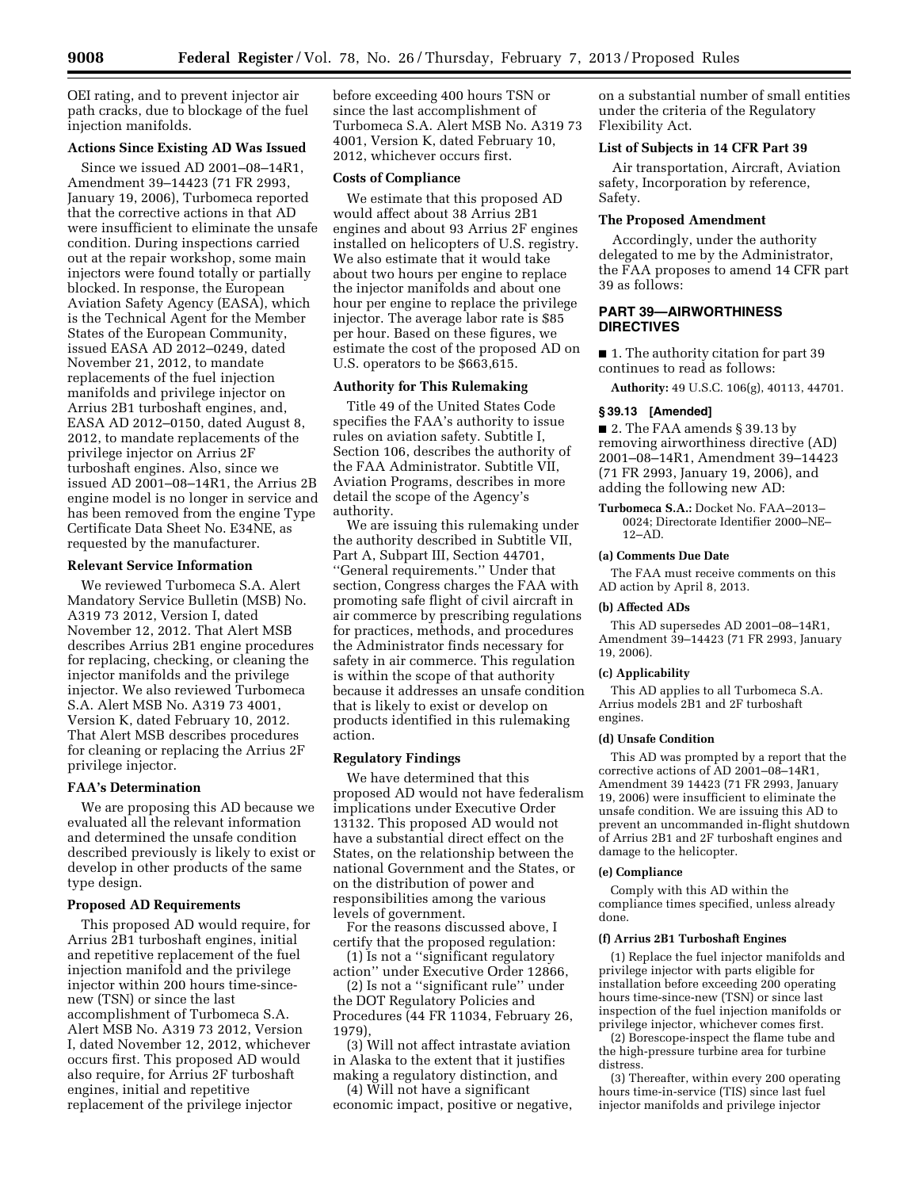OEI rating, and to prevent injector air path cracks, due to blockage of the fuel injection manifolds.

### Actions Since Existing AD Was Issued

Since we issued AD 2001–08–14R1, Amendment 39–14423 (71 FR 2993, January 19, 2006), Turbomeca reported that the corrective actions in that AD were insufficient to eliminate the unsafe condition. During inspections carried out at the repair workshop, some main injectors were found totally or partially blocked. In response, the European Aviation Safety Agency (EASA), which is the Technical Agent for the Member States of the European Community, issued EASA AD 2012–0249, dated November 21, 2012, to mandate replacements of the fuel injection manifolds and privilege injector on Arrius 2B1 turboshaft engines, and, EASA AD 2012–0150, dated August 8, 2012, to mandate replacements of the privilege injector on Arrius 2F turboshaft engines. Also, since we issued AD 2001–08–14R1, the Arrius 2B engine model is no longer in service and has been removed from the engine Type Certificate Data Sheet No. E34NE, as requested by the manufacturer.

### Relevant Service Information

We reviewed Turbomeca S.A. Alert Mandatory Service Bulletin (MSB) No. A319 73 2012, Version I, dated November 12, 2012. That Alert MSB describes Arrius 2B1 engine procedures for replacing, checking, or cleaning the injector manifolds and the privilege injector. We also reviewed Turbomeca S.A. Alert MSB No. A319 73 4001, Version K, dated February 10, 2012. That Alert MSB describes procedures for cleaning or replacing the Arrius 2F privilege injector.

### FAA's Determination

We are proposing this AD because we evaluated all the relevant information and determined the unsafe condition described previously is likely to exist or develop in other products of the same type design.

### Proposed AD Requirements

This proposed AD would require, for Arrius 2B1 turboshaft engines, initial and repetitive replacement of the fuel injection manifold and the privilege injector within 200 hours time-since-new (TSN) or since the last accomplishment of Turbomeca S.A. Alert MSB No. A319 73 2012, Version I, dated November 12, 2012, whichever occurs first. This proposed AD would also require, for Arrius 2F turboshaft engines, initial and repetitive replacement of the privilege injector before exceeding 400 hours TSN or since the last accomplishment of Turbomeca S.A. Alert MSB No. A319 73 4001, Version K, dated February 10, 2012, whichever occurs first.

### Costs of Compliance

We estimate that this proposed AD would affect about 38 Arrius 2B1 engines and about 93 Arrius 2F engines installed on helicopters of U.S. registry. We also estimate that it would take about two hours per engine to replace the injector manifolds and about one hour per engine to replace the privilege injector. The average labor rate is $85 per hour. Based on these figures, we estimate the cost of the proposed AD on U.S. operators to be $663,615.

### Authority for This Rulemaking

Title 49 of the United States Code specifies the FAA's authority to issue rules on aviation safety. Subtitle I, Section 106, describes the authority of the FAA Administrator. Subtitle VII, Aviation Programs, describes in more detail the scope of the Agency's authority.

We are issuing this rulemaking under the authority described in Subtitle VII, Part A, Subpart III, Section 44701, ''General requirements.'' Under that section, Congress charges the FAA with promoting safe flight of civil aircraft in air commerce by prescribing regulations for practices, methods, and procedures the Administrator finds necessary for safety in air commerce. This regulation is within the scope of that authority because it addresses an unsafe condition that is likely to exist or develop on products identified in this rulemaking action.

### Regulatory Findings

We have determined that this proposed AD would not have federalism implications under Executive Order 13132. This proposed AD would not have a substantial direct effect on the States, on the relationship between the national Government and the States, or on the distribution of power and responsibilities among the various levels of government.

For the reasons discussed above, I certify that the proposed regulation:

(1) Is not a ''significant regulatory action'' under Executive Order 12866,

(2) Is not a ''significant rule'' under the DOT Regulatory Policies and Procedures (44 FR 11034, February 26, 1979),

(3) Will not affect intrastate aviation in Alaska to the extent that it justifies making a regulatory distinction, and

(4) Will not have a significant economic impact, positive or negative, on a substantial number of small entities under the criteria of the Regulatory Flexibility Act.

### List of Subjects in 14 CFR Part 39

Air transportation, Aircraft, Aviation safety, Incorporation by reference, Safety.

### The Proposed Amendment

Accordingly, under the authority delegated to me by the Administrator, the FAA proposes to amend 14 CFR part 39 as follows:

## PART 39—AIRWORTHINESS DIRECTIVES

■ 1. The authority citation for part 39 continues to read as follows:

**Authority:** 49 U.S.C. 106(g), 40113, 44701.

### § 39.13 [Amended]

■ 2. The FAA amends § 39.13 by removing airworthiness directive (AD) 2001–08–14R1, Amendment 39–14423 (71 FR 2993, January 19, 2006), and adding the following new AD:

**Turbomeca S.A.:** Docket No. FAA–2013–0024; Directorate Identifier 2000–NE–12–AD.

#### (a) Comments Due Date

The FAA must receive comments on this AD action by April 8, 2013.

#### (b) Affected ADs

This AD supersedes AD 2001–08–14R1, Amendment 39–14423 (71 FR 2993, January 19, 2006).

#### (c) Applicability

This AD applies to all Turbomeca S.A. Arrius models 2B1 and 2F turboshaft engines.

#### (d) Unsafe Condition

This AD was prompted by a report that the corrective actions of AD 2001–08–14R1, Amendment 39 14423 (71 FR 2993, January 19, 2006) were insufficient to eliminate the unsafe condition. We are issuing this AD to prevent an uncommanded in-flight shutdown of Arrius 2B1 and 2F turboshaft engines and damage to the helicopter.

#### (e) Compliance

Comply with this AD within the compliance times specified, unless already done.

#### (f) Arrius 2B1 Turboshaft Engines

(1) Replace the fuel injector manifolds and privilege injector with parts eligible for installation before exceeding 200 operating hours time-since-new (TSN) or since last inspection of the fuel injection manifolds or privilege injector, whichever comes first.

(2) Borescope-inspect the flame tube and the high-pressure turbine area for turbine distress.

(3) Thereafter, within every 200 operating hours time-in-service (TIS) since last fuel injector manifolds and privilege injector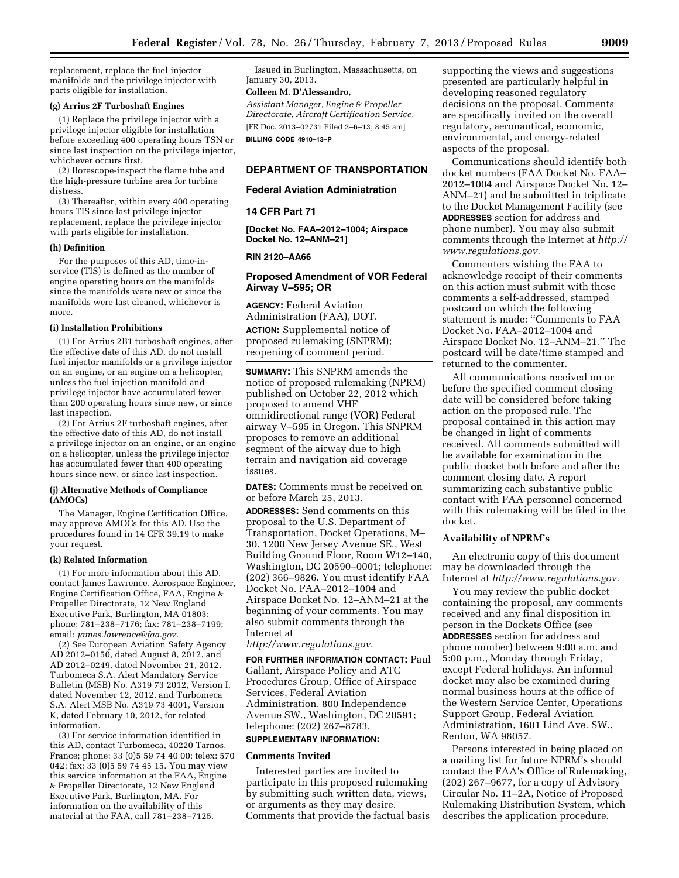replacement, replace the fuel injector manifolds and the privilege injector with parts eligible for installation.

**(g) Arrius 2F Turboshaft Engines**

(1) Replace the privilege injector with a privilege injector eligible for installation before exceeding 400 operating hours TSN or since last inspection on the privilege injector, whichever occurs first.

(2) Borescope-inspect the flame tube and the high-pressure turbine area for turbine distress.

(3) Thereafter, within every 400 operating hours TIS since last privilege injector replacement, replace the privilege injector with parts eligible for installation.

**(h) Definition**

For the purposes of this AD, time-in-service (TIS) is defined as the number of engine operating hours on the manifolds since the manifolds were new or since the manifolds were last cleaned, whichever is more.

**(i) Installation Prohibitions**

(1) For Arrius 2B1 turboshaft engines, after the effective date of this AD, do not install fuel injector manifolds or a privilege injector on an engine, or an engine on a helicopter, unless the fuel injection manifold and privilege injector have accumulated fewer than 200 operating hours since new, or since last inspection.

(2) For Arrius 2F turboshaft engines, after the effective date of this AD, do not install a privilege injector on an engine, or an engine on a helicopter, unless the privilege injector has accumulated fewer than 400 operating hours since new, or since last inspection.

**(j) Alternative Methods of Compliance (AMOCs)**

The Manager, Engine Certification Office, may approve AMOCs for this AD. Use the procedures found in 14 CFR 39.19 to make your request.

**(k) Related Information**

(1) For more information about this AD, contact James Lawrence, Aerospace Engineer, Engine Certification Office, FAA, Engine & Propeller Directorate, 12 New England Executive Park, Burlington, MA 01803; phone: 781–238–7176; fax: 781–238–7199; email: *james.lawrence@faa.gov.*

(2) See European Aviation Safety Agency AD 2012–0150, dated August 8, 2012, and AD 2012–0249, dated November 21, 2012, Turbomeca S.A. Alert Mandatory Service Bulletin (MSB) No. A319 73 2012, Version I, dated November 12, 2012, and Turbomeca S.A. Alert MSB No. A319 73 4001, Version K, dated February 10, 2012, for related information.

(3) For service information identified in this AD, contact Turbomeca, 40220 Tarnos, France; phone: 33 (0)5 59 74 40 00; telex: 570 042; fax: 33 (0)5 59 74 45 15. You may view this service information at the FAA, Engine & Propeller Directorate, 12 New England Executive Park, Burlington, MA. For information on the availability of this material at the FAA, call 781–238–7125.

Issued in Burlington, Massachusetts, on January 30, 2013.

**Colleen M. D'Alessandro,**

*Assistant Manager, Engine & Propeller Directorate, Aircraft Certification Service.*

[FR Doc. 2013–02731 Filed 2–6–13; 8:45 am]

**BILLING CODE 4910–13–P**

---

## DEPARTMENT OF TRANSPORTATION

### Federal Aviation Administration

### 14 CFR Part 71

**[Docket No. FAA–2012–1004; Airspace Docket No. 12–ANM–21]**

**RIN 2120–AA66**

## Proposed Amendment of VOR Federal Airway V–595; OR

**AGENCY:** Federal Aviation Administration (FAA), DOT.

**ACTION:** Supplemental notice of proposed rulemaking (SNPRM); reopening of comment period.

**SUMMARY:** This SNPRM amends the notice of proposed rulemaking (NPRM) published on October 22, 2012 which proposed to amend VHF omnidirectional range (VOR) Federal airway V–595 in Oregon. This SNPRM proposes to remove an additional segment of the airway due to high terrain and navigation aid coverage issues.

**DATES:** Comments must be received on or before March 25, 2013.

**ADDRESSES:** Send comments on this proposal to the U.S. Department of Transportation, Docket Operations, M–30, 1200 New Jersey Avenue SE., West Building Ground Floor, Room W12–140, Washington, DC 20590–0001; telephone: (202) 366–9826. You must identify FAA Docket No. FAA–2012–1004 and Airspace Docket No. 12–ANM–21 at the beginning of your comments. You may also submit comments through the Internet at *http://www.regulations.gov*.

**FOR FURTHER INFORMATION CONTACT:** Paul Gallant, Airspace Policy and ATC Procedures Group, Office of Airspace Services, Federal Aviation Administration, 800 Independence Avenue SW., Washington, DC 20591; telephone: (202) 267–8783.

**SUPPLEMENTARY INFORMATION:**

### Comments Invited

Interested parties are invited to participate in this proposed rulemaking by submitting such written data, views, or arguments as they may desire. Comments that provide the factual basis supporting the views and suggestions presented are particularly helpful in developing reasoned regulatory decisions on the proposal. Comments are specifically invited on the overall regulatory, aeronautical, economic, environmental, and energy-related aspects of the proposal.

Communications should identify both docket numbers (FAA Docket No. FAA–2012–1004 and Airspace Docket No. 12–ANM–21) and be submitted in triplicate to the Docket Management Facility (see **ADDRESSES** section for address and phone number). You may also submit comments through the Internet at *http://www.regulations.gov.*

Commenters wishing the FAA to acknowledge receipt of their comments on this action must submit with those comments a self-addressed, stamped postcard on which the following statement is made: ''Comments to FAA Docket No. FAA–2012–1004 and Airspace Docket No. 12–ANM–21.'' The postcard will be date/time stamped and returned to the commenter.

All communications received on or before the specified comment closing date will be considered before taking action on the proposed rule. The proposal contained in this action may be changed in light of comments received. All comments submitted will be available for examination in the public docket both before and after the comment closing date. A report summarizing each substantive public contact with FAA personnel concerned with this rulemaking will be filed in the docket.

### Availability of NPRM's

An electronic copy of this document may be downloaded through the Internet at *http://www.regulations.gov*.

You may review the public docket containing the proposal, any comments received and any final disposition in person in the Dockets Office (see **ADDRESSES** section for address and phone number) between 9:00 a.m. and 5:00 p.m., Monday through Friday, except Federal holidays. An informal docket may also be examined during normal business hours at the office of the Western Service Center, Operations Support Group, Federal Aviation Administration, 1601 Lind Ave. SW., Renton, WA 98057.

Persons interested in being placed on a mailing list for future NPRM's should contact the FAA's Office of Rulemaking, (202) 267–9677, for a copy of Advisory Circular No. 11–2A, Notice of Proposed Rulemaking Distribution System, which describes the application procedure.